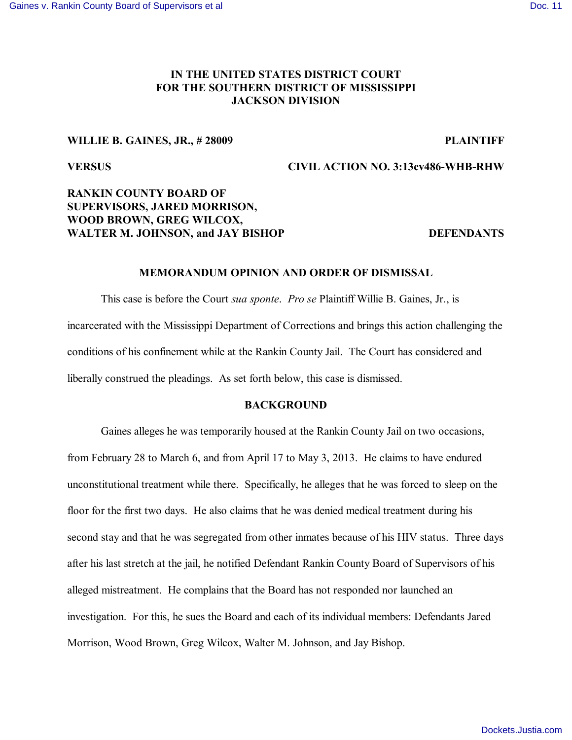**IN THE UNITED STATES DISTRICT COURT**
**FOR THE SOUTHERN DISTRICT OF MISSISSIPPI**
**JACKSON DIVISION**

**WILLIE B. GAINES, JR., # 28009** **PLAINTIFF**

**VERSUS** **CIVIL ACTION NO. 3:13cv486-WHB-RHW**

**RANKIN COUNTY BOARD OF SUPERVISORS, JARED MORRISON, WOOD BROWN, GREG WILCOX, WALTER M. JOHNSON, and JAY BISHOP** **DEFENDANTS**

## MEMORANDUM OPINION AND ORDER OF DISMISSAL

This case is before the Court *sua sponte*. *Pro se* Plaintiff Willie B. Gaines, Jr., is incarcerated with the Mississippi Department of Corrections and brings this action challenging the conditions of his confinement while at the Rankin County Jail. The Court has considered and liberally construed the pleadings. As set forth below, this case is dismissed.

## BACKGROUND

Gaines alleges he was temporarily housed at the Rankin County Jail on two occasions, from February 28 to March 6, and from April 17 to May 3, 2013. He claims to have endured unconstitutional treatment while there. Specifically, he alleges that he was forced to sleep on the floor for the first two days. He also claims that he was denied medical treatment during his second stay and that he was segregated from other inmates because of his HIV status. Three days after his last stretch at the jail, he notified Defendant Rankin County Board of Supervisors of his alleged mistreatment. He complains that the Board has not responded nor launched an investigation. For this, he sues the Board and each of its individual members: Defendants Jared Morrison, Wood Brown, Greg Wilcox, Walter M. Johnson, and Jay Bishop.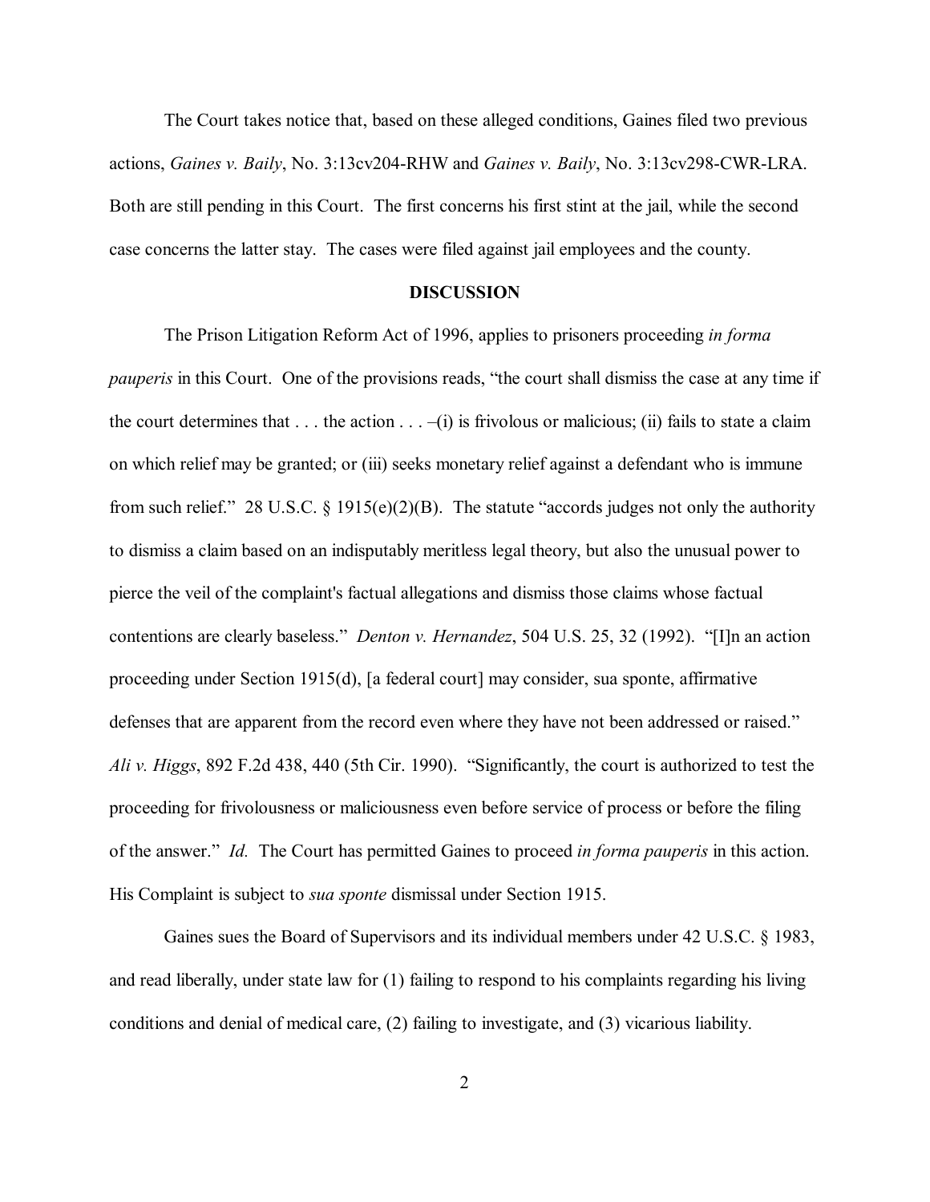The Court takes notice that, based on these alleged conditions, Gaines filed two previous actions, *Gaines v. Baily*, No. 3:13cv204-RHW and *Gaines v. Baily*, No. 3:13cv298-CWR-LRA. Both are still pending in this Court. The first concerns his first stint at the jail, while the second case concerns the latter stay. The cases were filed against jail employees and the county.

**DISCUSSION**

The Prison Litigation Reform Act of 1996, applies to prisoners proceeding *in forma pauperis* in this Court. One of the provisions reads, "the court shall dismiss the case at any time if the court determines that . . . the action . . . –(i) is frivolous or malicious; (ii) fails to state a claim on which relief may be granted; or (iii) seeks monetary relief against a defendant who is immune from such relief." 28 U.S.C. § 1915(e)(2)(B). The statute "accords judges not only the authority to dismiss a claim based on an indisputably meritless legal theory, but also the unusual power to pierce the veil of the complaint's factual allegations and dismiss those claims whose factual contentions are clearly baseless." *Denton v. Hernandez*, 504 U.S. 25, 32 (1992). "[I]n an action proceeding under Section 1915(d), [a federal court] may consider, sua sponte, affirmative defenses that are apparent from the record even where they have not been addressed or raised." *Ali v. Higgs*, 892 F.2d 438, 440 (5th Cir. 1990). "Significantly, the court is authorized to test the proceeding for frivolousness or maliciousness even before service of process or before the filing of the answer." *Id.* The Court has permitted Gaines to proceed *in forma pauperis* in this action. His Complaint is subject to *sua sponte* dismissal under Section 1915.

Gaines sues the Board of Supervisors and its individual members under 42 U.S.C. § 1983, and read liberally, under state law for (1) failing to respond to his complaints regarding his living conditions and denial of medical care, (2) failing to investigate, and (3) vicarious liability.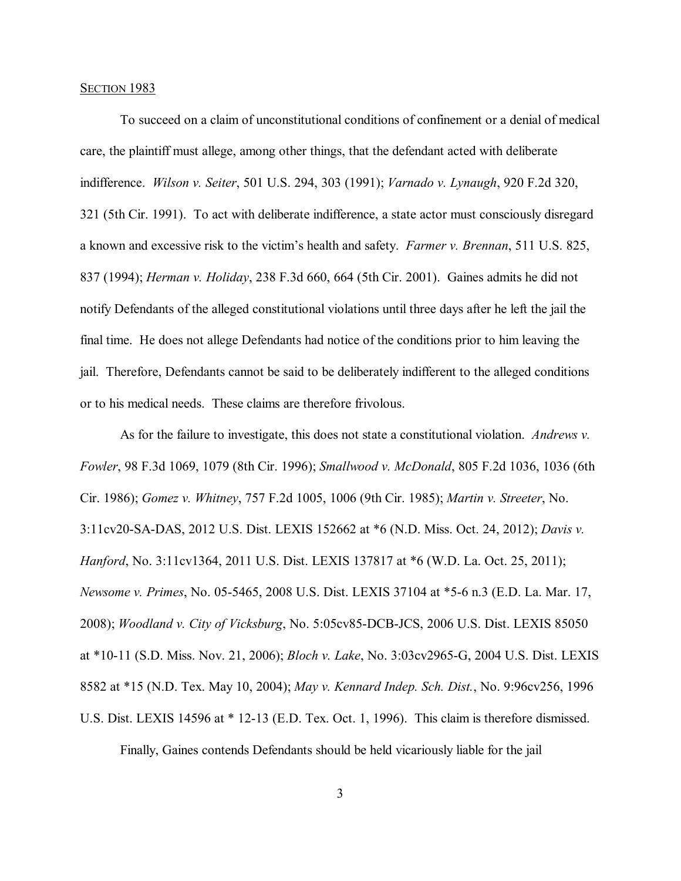SECTION 1983

To succeed on a claim of unconstitutional conditions of confinement or a denial of medical care, the plaintiff must allege, among other things, that the defendant acted with deliberate indifference. *Wilson v. Seiter*, 501 U.S. 294, 303 (1991); *Varnado v. Lynaugh*, 920 F.2d 320, 321 (5th Cir. 1991). To act with deliberate indifference, a state actor must consciously disregard a known and excessive risk to the victim's health and safety. *Farmer v. Brennan*, 511 U.S. 825, 837 (1994); *Herman v. Holiday*, 238 F.3d 660, 664 (5th Cir. 2001). Gaines admits he did not notify Defendants of the alleged constitutional violations until three days after he left the jail the final time. He does not allege Defendants had notice of the conditions prior to him leaving the jail. Therefore, Defendants cannot be said to be deliberately indifferent to the alleged conditions or to his medical needs. These claims are therefore frivolous.

As for the failure to investigate, this does not state a constitutional violation. *Andrews v. Fowler*, 98 F.3d 1069, 1079 (8th Cir. 1996); *Smallwood v. McDonald*, 805 F.2d 1036, 1036 (6th Cir. 1986); *Gomez v. Whitney*, 757 F.2d 1005, 1006 (9th Cir. 1985); *Martin v. Streeter*, No. 3:11cv20-SA-DAS, 2012 U.S. Dist. LEXIS 152662 at *6 (N.D. Miss. Oct. 24, 2012); *Davis v. Hanford*, No. 3:11cv1364, 2011 U.S. Dist. LEXIS 137817 at *6 (W.D. La. Oct. 25, 2011); *Newsome v. Primes*, No. 05-5465, 2008 U.S. Dist. LEXIS 37104 at *5-6 n.3 (E.D. La. Mar. 17, 2008); *Woodland v. City of Vicksburg*, No. 5:05cv85-DCB-JCS, 2006 U.S. Dist. LEXIS 85050 at *10-11 (S.D. Miss. Nov. 21, 2006); *Bloch v. Lake*, No. 3:03cv2965-G, 2004 U.S. Dist. LEXIS 8582 at *15 (N.D. Tex. May 10, 2004); *May v. Kennard Indep. Sch. Dist.*, No. 9:96cv256, 1996 U.S. Dist. LEXIS 14596 at * 12-13 (E.D. Tex. Oct. 1, 1996). This claim is therefore dismissed.

Finally, Gaines contends Defendants should be held vicariously liable for the jail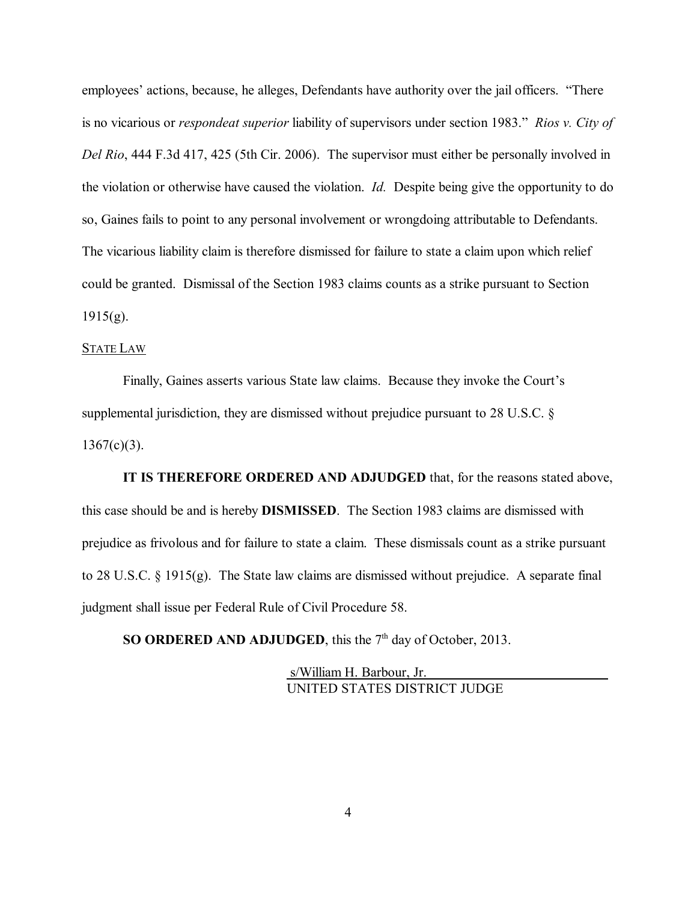employees' actions, because, he alleges, Defendants have authority over the jail officers. "There is no vicarious or *respondeat superior* liability of supervisors under section 1983." *Rios v. City of Del Rio*, 444 F.3d 417, 425 (5th Cir. 2006). The supervisor must either be personally involved in the violation or otherwise have caused the violation. *Id.* Despite being give the opportunity to do so, Gaines fails to point to any personal involvement or wrongdoing attributable to Defendants. The vicarious liability claim is therefore dismissed for failure to state a claim upon which relief could be granted. Dismissal of the Section 1983 claims counts as a strike pursuant to Section 1915(g).

STATE LAW

Finally, Gaines asserts various State law claims. Because they invoke the Court's supplemental jurisdiction, they are dismissed without prejudice pursuant to 28 U.S.C. § 1367(c)(3).

**IT IS THEREFORE ORDERED AND ADJUDGED** that, for the reasons stated above, this case should be and is hereby **DISMISSED**. The Section 1983 claims are dismissed with prejudice as frivolous and for failure to state a claim. These dismissals count as a strike pursuant to 28 U.S.C. § 1915(g). The State law claims are dismissed without prejudice. A separate final judgment shall issue per Federal Rule of Civil Procedure 58.

**SO ORDERED AND ADJUDGED**, this the 7th day of October, 2013.

s/William H. Barbour, Jr.
UNITED STATES DISTRICT JUDGE